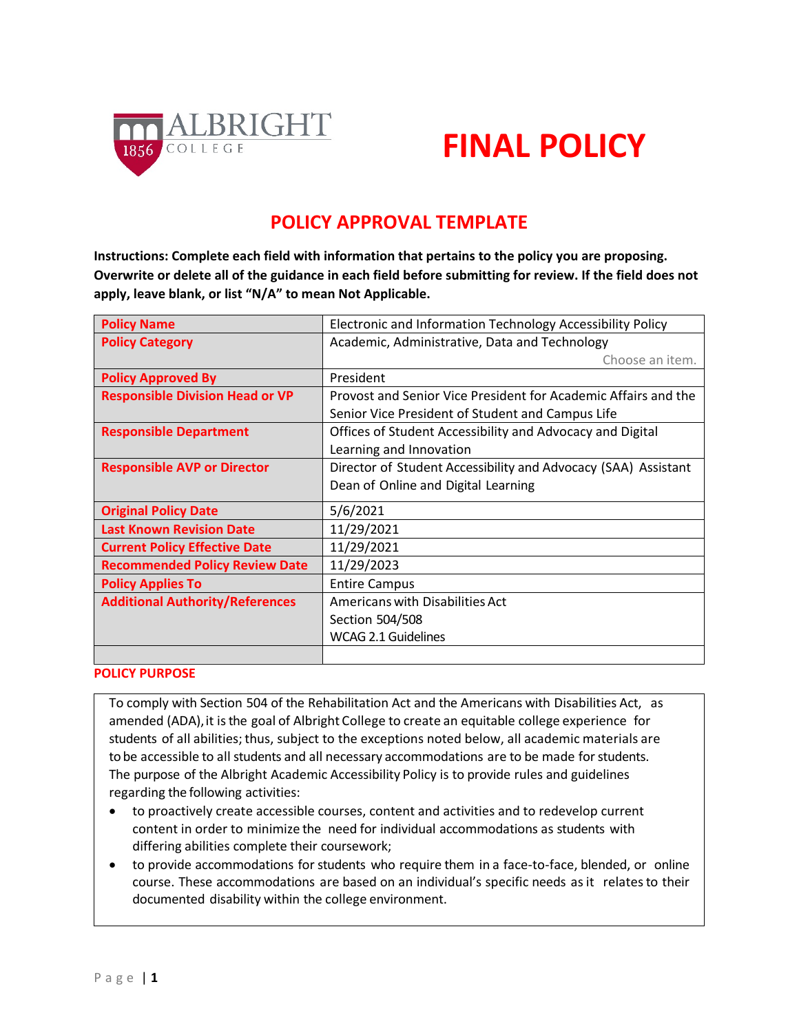ALBRIGHT COLLEGE 1856

# FINAL POLICY

## POLICY APPROVAL TEMPLATE

**Instructions: Complete each field with information that pertains to the policy you are proposing. Overwrite or delete all of the guidance in each field before submitting for review. If the field does not apply, leave blank, or list "N/A" to mean Not Applicable.**

| | |
|---|---|
| **Policy Name** | Electronic and Information Technology Accessibility Policy |
| **Policy Category** | Academic, Administrative, Data and Technology<br>Choose an item. |
| **Policy Approved By** | President |
| **Responsible Division Head or VP** | Provost and Senior Vice President for Academic Affairs and the Senior Vice President of Student and Campus Life |
| **Responsible Department** | Offices of Student Accessibility and Advocacy and Digital Learning and Innovation |
| **Responsible AVP or Director** | Director of Student Accessibility and Advocacy (SAA) Assistant Dean of Online and Digital Learning |
| **Original Policy Date** | 5/6/2021 |
| **Last Known Revision Date** | 11/29/2021 |
| **Current Policy Effective Date** | 11/29/2021 |
| **Recommended Policy Review Date** | 11/29/2023 |
| **Policy Applies To** | Entire Campus |
| **Additional Authority/References** | Americans with Disabilities Act<br>Section 504/508<br>WCAG 2.1 Guidelines |
| | |

**POLICY PURPOSE**

To comply with Section 504 of the Rehabilitation Act and the Americans with Disabilities Act, as amended (ADA), it is the goal of Albright College to create an equitable college experience for students of all abilities; thus, subject to the exceptions noted below, all academic materials are to be accessible to all students and all necessary accommodations are to be made for students. The purpose of the Albright Academic Accessibility Policy is to provide rules and guidelines regarding the following activities:

- to proactively create accessible courses, content and activities and to redevelop current content in order to minimize the need for individual accommodations as students with differing abilities complete their coursework;
- to provide accommodations for students who require them in a face-to-face, blended, or online course. These accommodations are based on an individual's specific needs as it relates to their documented disability within the college environment.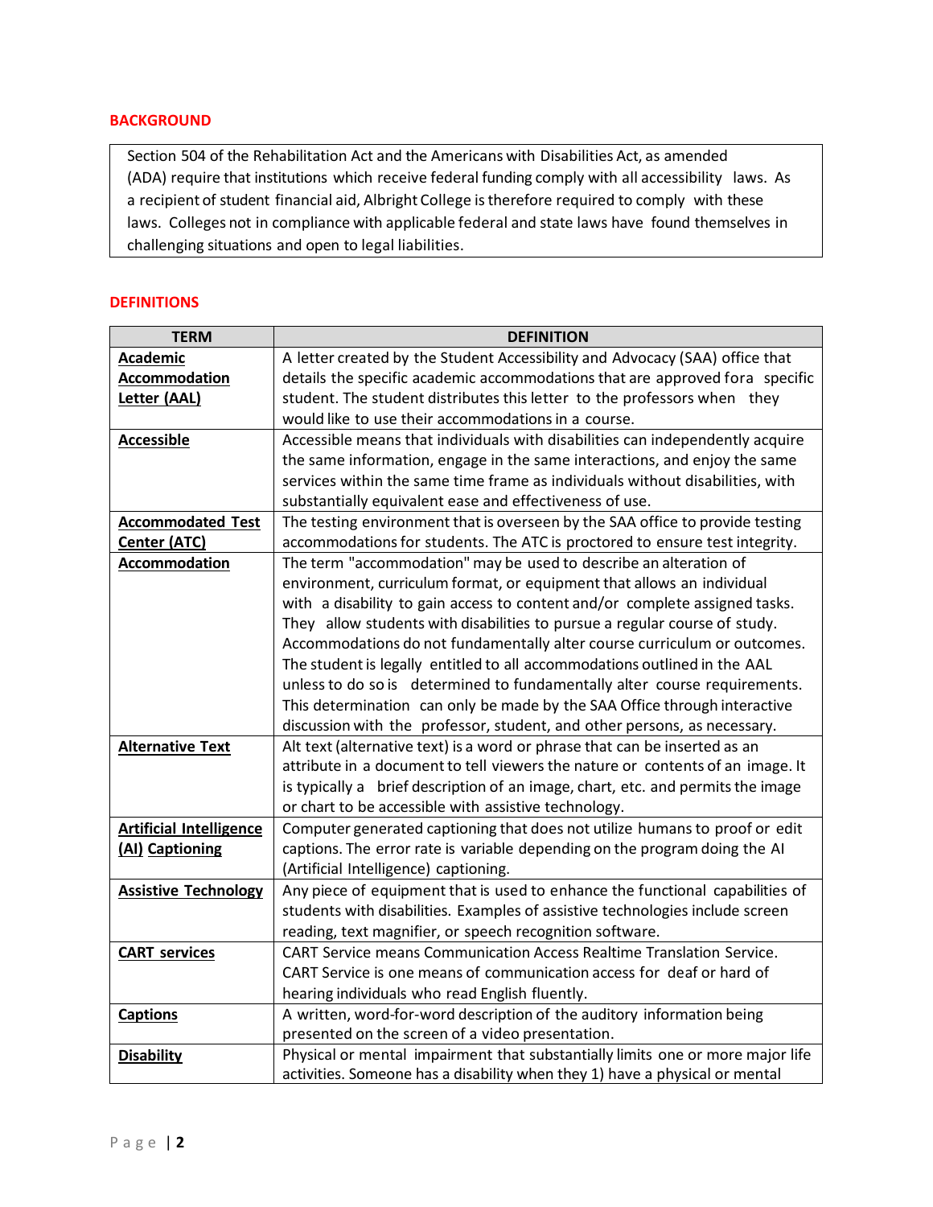## BACKGROUND

Section 504 of the Rehabilitation Act and the Americans with Disabilities Act, as amended (ADA) require that institutions which receive federal funding comply with all accessibility laws. As a recipient of student financial aid, Albright College is therefore required to comply with these laws. Colleges not in compliance with applicable federal and state laws have found themselves in challenging situations and open to legal liabilities.

## DEFINITIONS

| TERM | DEFINITION |
|---|---|
| **Academic Accommodation Letter (AAL)** | A letter created by the Student Accessibility and Advocacy (SAA) office that details the specific academic accommodations that are approved for a specific student. The student distributes this letter to the professors when they would like to use their accommodations in a course. |
| **Accessible** | Accessible means that individuals with disabilities can independently acquire the same information, engage in the same interactions, and enjoy the same services within the same time frame as individuals without disabilities, with substantially equivalent ease and effectiveness of use. |
| **Accommodated Test Center (ATC)** | The testing environment that is overseen by the SAA office to provide testing accommodations for students. The ATC is proctored to ensure test integrity. |
| **Accommodation** | The term "accommodation" may be used to describe an alteration of environment, curriculum format, or equipment that allows an individual with a disability to gain access to content and/or complete assigned tasks. They allow students with disabilities to pursue a regular course of study. Accommodations do not fundamentally alter course curriculum or outcomes. The student is legally entitled to all accommodations outlined in the AAL unless to do so is determined to fundamentally alter course requirements. This determination can only be made by the SAA Office through interactive discussion with the professor, student, and other persons, as necessary. |
| **Alternative Text** | Alt text (alternative text) is a word or phrase that can be inserted as an attribute in a document to tell viewers the nature or contents of an image. It is typically a brief description of an image, chart, etc. and permits the image or chart to be accessible with assistive technology. |
| **Artificial Intelligence (AI) Captioning** | Computer generated captioning that does not utilize humans to proof or edit captions. The error rate is variable depending on the program doing the AI (Artificial Intelligence) captioning. |
| **Assistive Technology** | Any piece of equipment that is used to enhance the functional capabilities of students with disabilities. Examples of assistive technologies include screen reading, text magnifier, or speech recognition software. |
| **CART services** | CART Service means Communication Access Realtime Translation Service. CART Service is one means of communication access for deaf or hard of hearing individuals who read English fluently. |
| **Captions** | A written, word-for-word description of the auditory information being presented on the screen of a video presentation. |
| **Disability** | Physical or mental impairment that substantially limits one or more major life activities. Someone has a disability when they 1) have a physical or mental |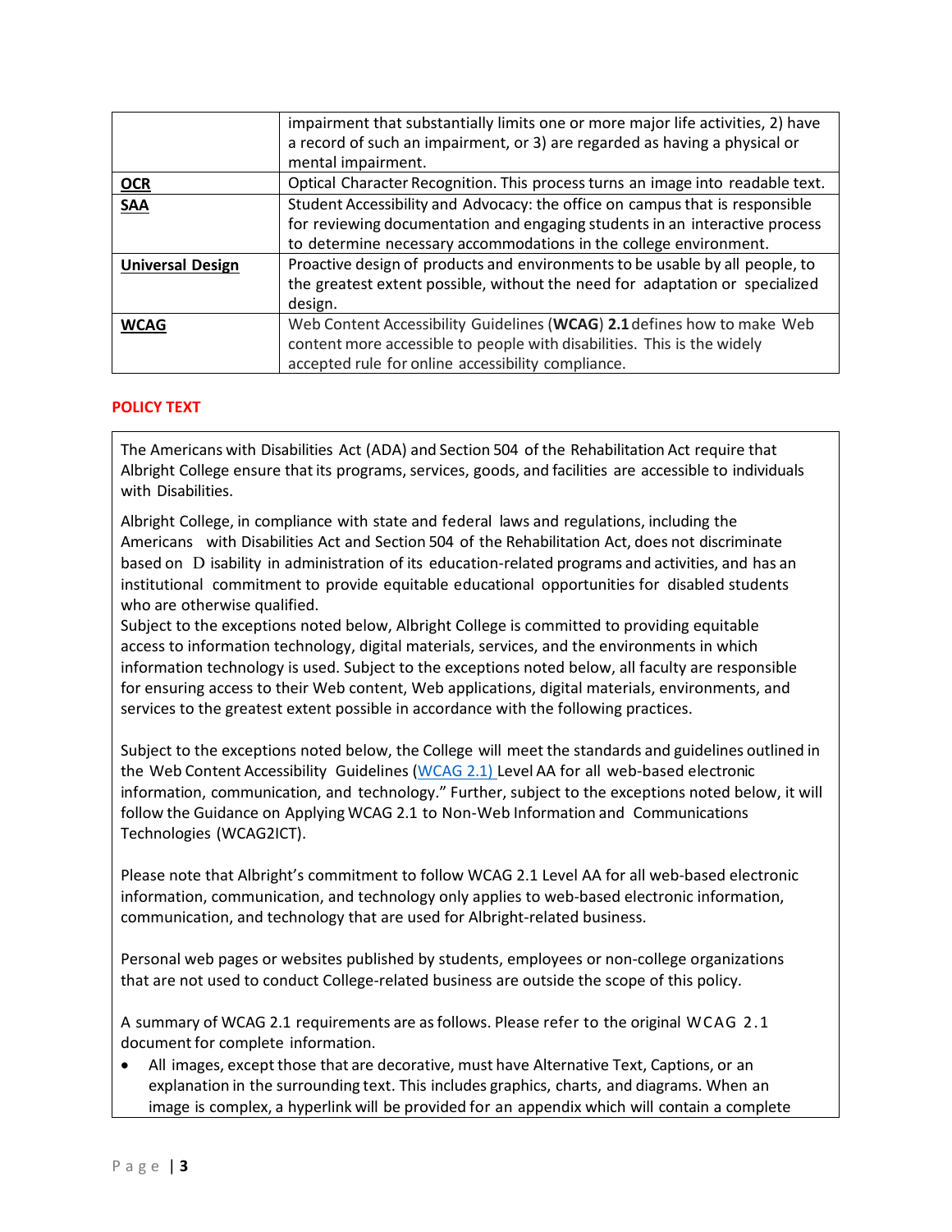|  |  |
|---|---|
|  | impairment that substantially limits one or more major life activities, 2) have a record of such an impairment, or 3) are regarded as having a physical or mental impairment. |
| **OCR** | Optical Character Recognition. This process turns an image into readable text. |
| **SAA** | Student Accessibility and Advocacy: the office on campus that is responsible for reviewing documentation and engaging students in an interactive process to determine necessary accommodations in the college environment. |
| **Universal Design** | Proactive design of products and environments to be usable by all people, to the greatest extent possible, without the need for adaptation or specialized design. |
| **WCAG** | Web Content Accessibility Guidelines (**WCAG**) **2.1** defines how to make Web content more accessible to people with disabilities. This is the widely accepted rule for online accessibility compliance. |

## POLICY TEXT

The Americans with Disabilities Act (ADA) and Section 504 of the Rehabilitation Act require that Albright College ensure that its programs, services, goods, and facilities are accessible to individuals with Disabilities.

Albright College, in compliance with state and federal laws and regulations, including the Americans with Disabilities Act and Section 504 of the Rehabilitation Act, does not discriminate based on Disability in administration of its education-related programs and activities, and has an institutional commitment to provide equitable educational opportunities for disabled students who are otherwise qualified.

Subject to the exceptions noted below, Albright College is committed to providing equitable access to information technology, digital materials, services, and the environments in which information technology is used. Subject to the exceptions noted below, all faculty are responsible for ensuring access to their Web content, Web applications, digital materials, environments, and services to the greatest extent possible in accordance with the following practices.

Subject to the exceptions noted below, the College will meet the standards and guidelines outlined in the Web Content Accessibility Guidelines (WCAG 2.1) Level AA for all web-based electronic information, communication, and technology." Further, subject to the exceptions noted below, it will follow the Guidance on Applying WCAG 2.1 to Non-Web Information and Communications Technologies (WCAG2ICT).

Please note that Albright's commitment to follow WCAG 2.1 Level AA for all web-based electronic information, communication, and technology only applies to web-based electronic information, communication, and technology that are used for Albright-related business.

Personal web pages or websites published by students, employees or non-college organizations that are not used to conduct College-related business are outside the scope of this policy.

A summary of WCAG 2.1 requirements are as follows. Please refer to the original WCAG 2.1 document for complete information.

- All images, except those that are decorative, must have Alternative Text, Captions, or an explanation in the surrounding text. This includes graphics, charts, and diagrams. When an image is complex, a hyperlink will be provided for an appendix which will contain a complete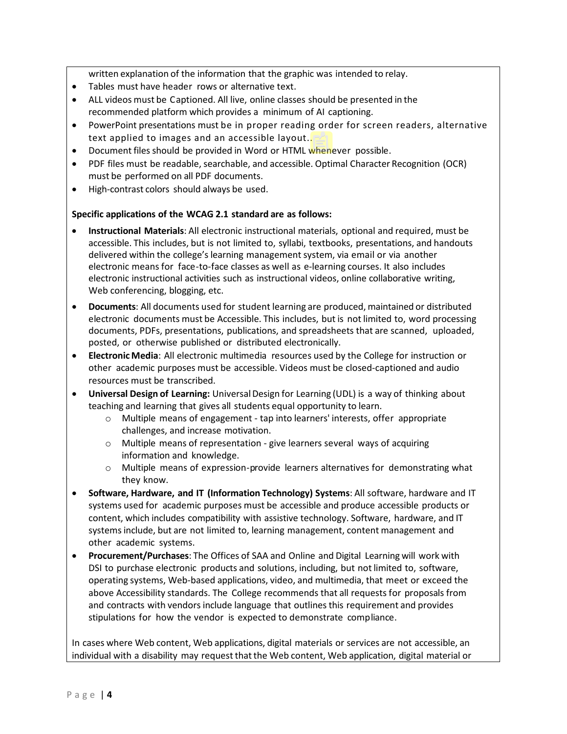written explanation of the information that the graphic was intended to relay.

- Tables must have header rows or alternative text.
- ALL videos must be Captioned. All live, online classes should be presented in the recommended platform which provides a minimum of AI captioning.
- PowerPoint presentations must be in proper reading order for screen readers, alternative text applied to images and an accessible layout..
- Document files should be provided in Word or HTML whenever possible.
- PDF files must be readable, searchable, and accessible. Optimal Character Recognition (OCR) must be performed on all PDF documents.
- High-contrast colors should always be used.

**Specific applications of the WCAG 2.1 standard are as follows:**

- **Instructional Materials**: All electronic instructional materials, optional and required, must be accessible. This includes, but is not limited to, syllabi, textbooks, presentations, and handouts delivered within the college's learning management system, via email or via another electronic means for face-to-face classes as well as e-learning courses. It also includes electronic instructional activities such as instructional videos, online collaborative writing, Web conferencing, blogging, etc.
- **Documents**: All documents used for student learning are produced, maintained or distributed electronic documents must be Accessible. This includes, but is not limited to, word processing documents, PDFs, presentations, publications, and spreadsheets that are scanned, uploaded, posted, or otherwise published or distributed electronically.
- **Electronic Media**: All electronic multimedia resources used by the College for instruction or other academic purposes must be accessible. Videos must be closed-captioned and audio resources must be transcribed.
- **Universal Design of Learning:** Universal Design for Learning (UDL) is a way of thinking about teaching and learning that gives all students equal opportunity to learn.
  - Multiple means of engagement - tap into learners' interests, offer appropriate challenges, and increase motivation.
  - Multiple means of representation - give learners several ways of acquiring information and knowledge.
  - Multiple means of expression-provide learners alternatives for demonstrating what they know.
- **Software, Hardware, and IT (Information Technology) Systems**: All software, hardware and IT systems used for academic purposes must be accessible and produce accessible products or content, which includes compatibility with assistive technology. Software, hardware, and IT systems include, but are not limited to, learning management, content management and other academic systems.
- **Procurement/Purchases**: The Offices of SAA and Online and Digital Learning will work with DSI to purchase electronic products and solutions, including, but not limited to, software, operating systems, Web-based applications, video, and multimedia, that meet or exceed the above Accessibility standards. The College recommends that all requests for proposals from and contracts with vendors include language that outlines this requirement and provides stipulations for how the vendor is expected to demonstrate compliance.

In cases where Web content, Web applications, digital materials or services are not accessible, an individual with a disability may request that the Web content, Web application, digital material or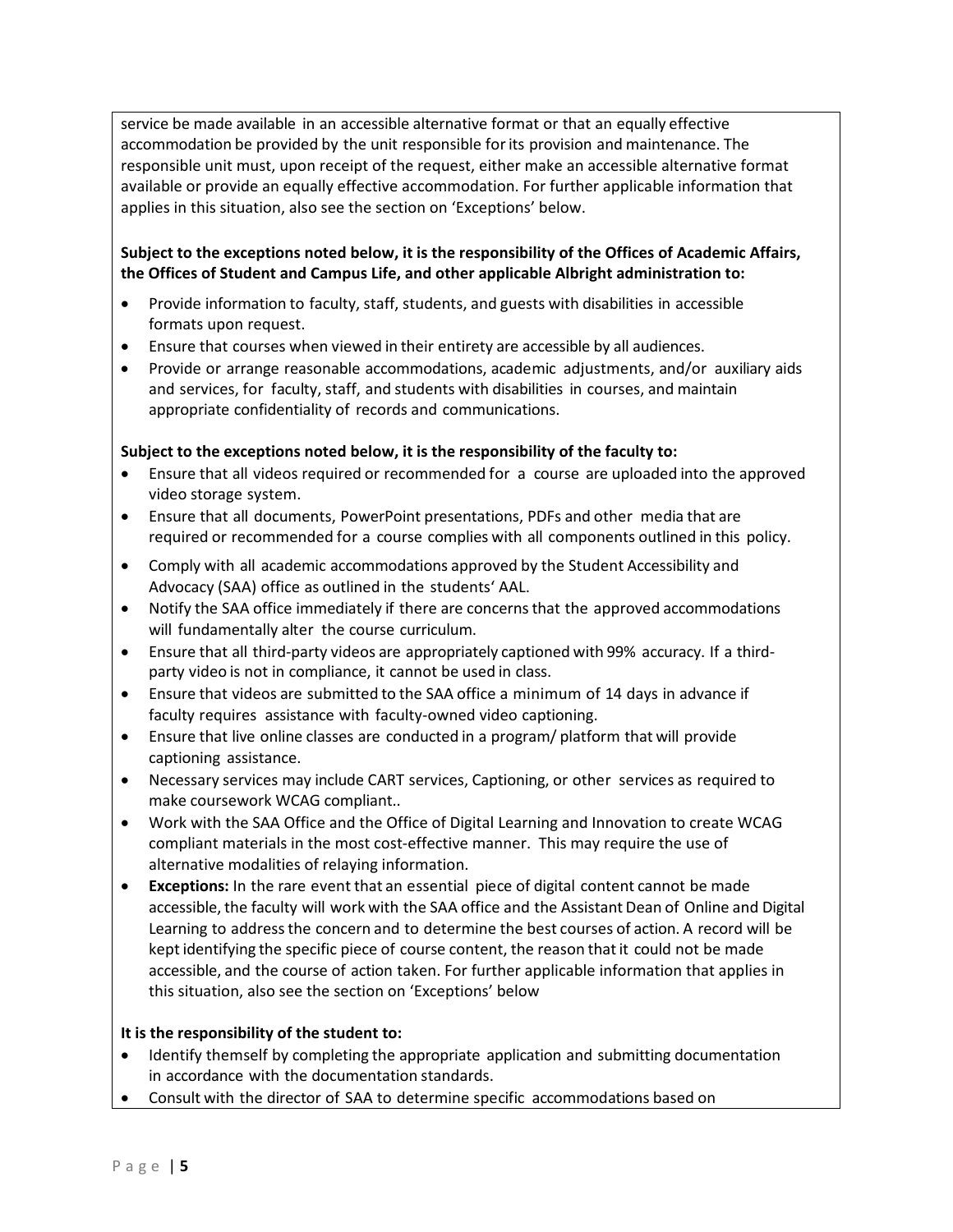service be made available in an accessible alternative format or that an equally effective accommodation be provided by the unit responsible for its provision and maintenance. The responsible unit must, upon receipt of the request, either make an accessible alternative format available or provide an equally effective accommodation. For further applicable information that applies in this situation, also see the section on 'Exceptions' below.

**Subject to the exceptions noted below, it is the responsibility of the Offices of Academic Affairs, the Offices of Student and Campus Life, and other applicable Albright administration to:**

- Provide information to faculty, staff, students, and guests with disabilities in accessible formats upon request.
- Ensure that courses when viewed in their entirety are accessible by all audiences.
- Provide or arrange reasonable accommodations, academic adjustments, and/or auxiliary aids and services, for faculty, staff, and students with disabilities in courses, and maintain appropriate confidentiality of records and communications.

**Subject to the exceptions noted below, it is the responsibility of the faculty to:**

- Ensure that all videos required or recommended for a course are uploaded into the approved video storage system.
- Ensure that all documents, PowerPoint presentations, PDFs and other media that are required or recommended for a course complies with all components outlined in this policy.
- Comply with all academic accommodations approved by the Student Accessibility and Advocacy (SAA) office as outlined in the students' AAL.
- Notify the SAA office immediately if there are concerns that the approved accommodations will fundamentally alter the course curriculum.
- Ensure that all third-party videos are appropriately captioned with 99% accuracy. If a third-party video is not in compliance, it cannot be used in class.
- Ensure that videos are submitted to the SAA office a minimum of 14 days in advance if faculty requires assistance with faculty-owned video captioning.
- Ensure that live online classes are conducted in a program/ platform that will provide captioning assistance.
- Necessary services may include CART services, Captioning, or other services as required to make coursework WCAG compliant..
- Work with the SAA Office and the Office of Digital Learning and Innovation to create WCAG compliant materials in the most cost-effective manner. This may require the use of alternative modalities of relaying information.
- **Exceptions:** In the rare event that an essential piece of digital content cannot be made accessible, the faculty will work with the SAA office and the Assistant Dean of Online and Digital Learning to address the concern and to determine the best courses of action. A record will be kept identifying the specific piece of course content, the reason that it could not be made accessible, and the course of action taken. For further applicable information that applies in this situation, also see the section on 'Exceptions' below

**It is the responsibility of the student to:**

- Identify themself by completing the appropriate application and submitting documentation in accordance with the documentation standards.
- Consult with the director of SAA to determine specific accommodations based on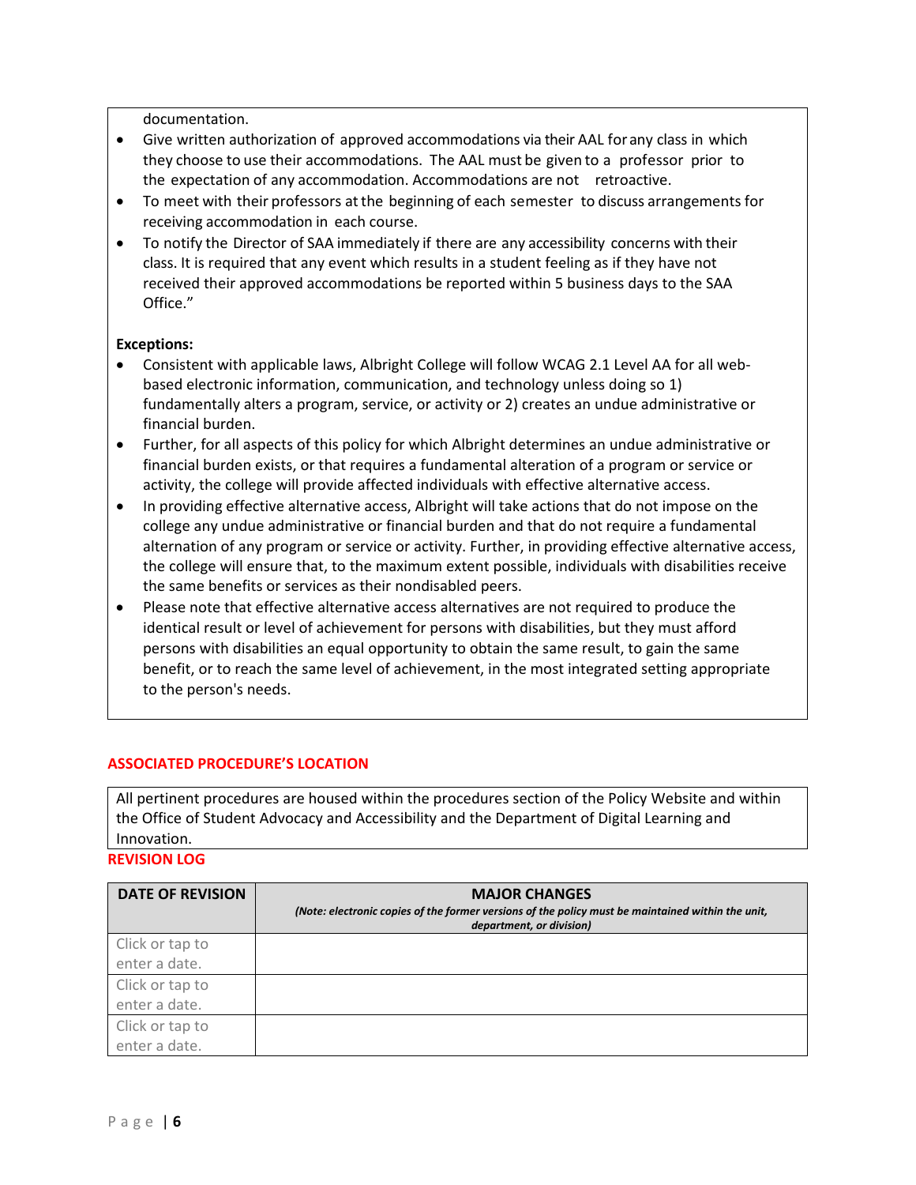documentation.

- Give written authorization of approved accommodations via their AAL for any class in which they choose to use their accommodations. The AAL must be given to a professor prior to the expectation of any accommodation. Accommodations are not retroactive.
- To meet with their professors at the beginning of each semester to discuss arrangements for receiving accommodation in each course.
- To notify the Director of SAA immediately if there are any accessibility concerns with their class. It is required that any event which results in a student feeling as if they have not received their approved accommodations be reported within 5 business days to the SAA Office."

**Exceptions:**

- Consistent with applicable laws, Albright College will follow WCAG 2.1 Level AA for all web-based electronic information, communication, and technology unless doing so 1) fundamentally alters a program, service, or activity or 2) creates an undue administrative or financial burden.
- Further, for all aspects of this policy for which Albright determines an undue administrative or financial burden exists, or that requires a fundamental alteration of a program or service or activity, the college will provide affected individuals with effective alternative access.
- In providing effective alternative access, Albright will take actions that do not impose on the college any undue administrative or financial burden and that do not require a fundamental alternation of any program or service or activity. Further, in providing effective alternative access, the college will ensure that, to the maximum extent possible, individuals with disabilities receive the same benefits or services as their nondisabled peers.
- Please note that effective alternative access alternatives are not required to produce the identical result or level of achievement for persons with disabilities, but they must afford persons with disabilities an equal opportunity to obtain the same result, to gain the same benefit, or to reach the same level of achievement, in the most integrated setting appropriate to the person's needs.

## ASSOCIATED PROCEDURE'S LOCATION

All pertinent procedures are housed within the procedures section of the Policy Website and within the Office of Student Advocacy and Accessibility and the Department of Digital Learning and Innovation.

## REVISION LOG

| DATE OF REVISION | MAJOR CHANGES *(Note: electronic copies of the former versions of the policy must be maintained within the unit, department, or division)* |
|---|---|
| Click or tap to enter a date. | |
| Click or tap to enter a date. | |
| Click or tap to enter a date. | |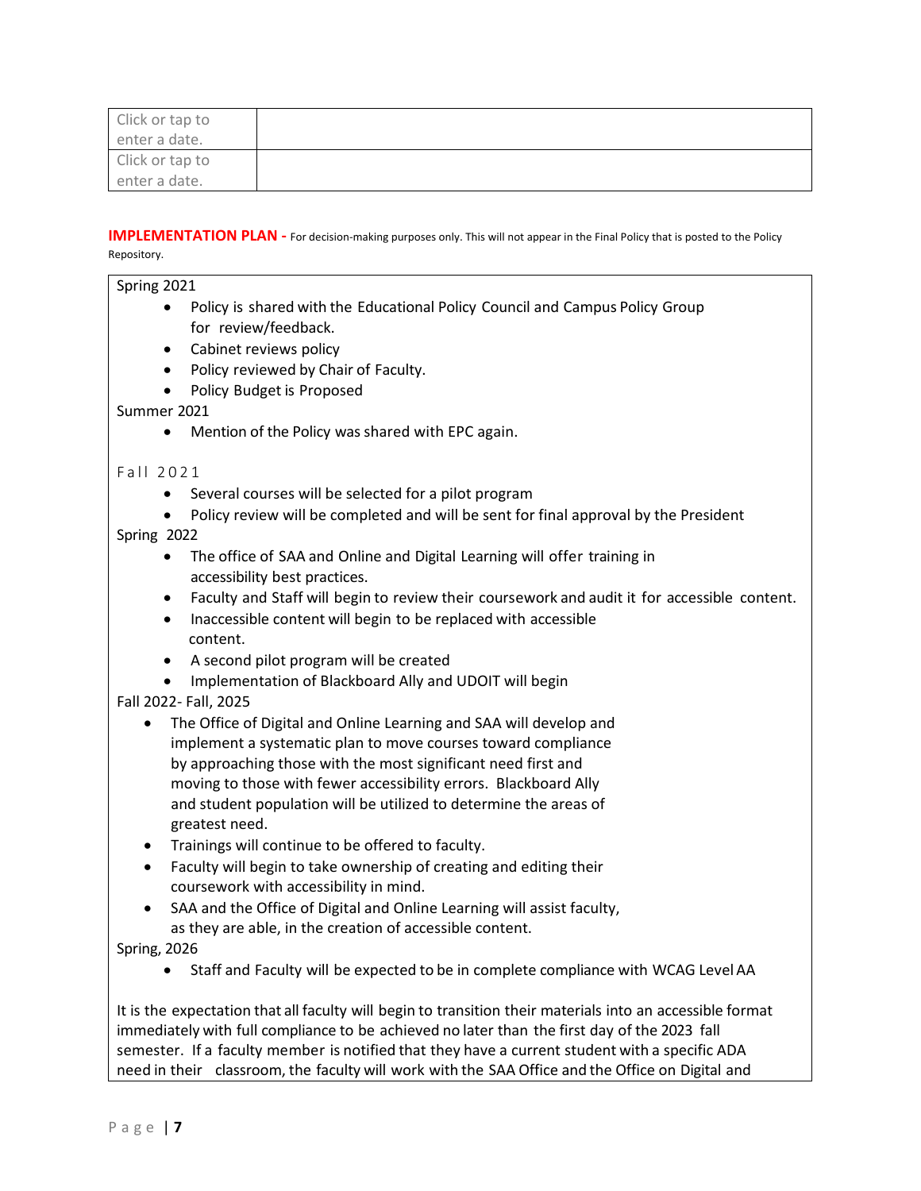| Click or tap to enter a date. | |
|---|---|
| Click or tap to enter a date. | |

**IMPLEMENTATION PLAN -** For decision-making purposes only. This will not appear in the Final Policy that is posted to the Policy Repository.

Spring 2021

- Policy is shared with the Educational Policy Council and Campus Policy Group for review/feedback.
- Cabinet reviews policy
- Policy reviewed by Chair of Faculty.
- Policy Budget is Proposed

Summer 2021

- Mention of the Policy was shared with EPC again.

Fall 2021

- Several courses will be selected for a pilot program
- Policy review will be completed and will be sent for final approval by the President

Spring 2022

- The office of SAA and Online and Digital Learning will offer training in accessibility best practices.
- Faculty and Staff will begin to review their coursework and audit it for accessible content.
- Inaccessible content will begin to be replaced with accessible content.
- A second pilot program will be created
- Implementation of Blackboard Ally and UDOIT will begin

Fall 2022- Fall, 2025

- The Office of Digital and Online Learning and SAA will develop and implement a systematic plan to move courses toward compliance by approaching those with the most significant need first and moving to those with fewer accessibility errors. Blackboard Ally and student population will be utilized to determine the areas of greatest need.
- Trainings will continue to be offered to faculty.
- Faculty will begin to take ownership of creating and editing their coursework with accessibility in mind.
- SAA and the Office of Digital and Online Learning will assist faculty, as they are able, in the creation of accessible content.

Spring, 2026

- Staff and Faculty will be expected to be in complete compliance with WCAG Level AA

It is the expectation that all faculty will begin to transition their materials into an accessible format immediately with full compliance to be achieved no later than the first day of the 2023 fall semester. If a faculty member is notified that they have a current student with a specific ADA need in their classroom, the faculty will work with the SAA Office and the Office on Digital and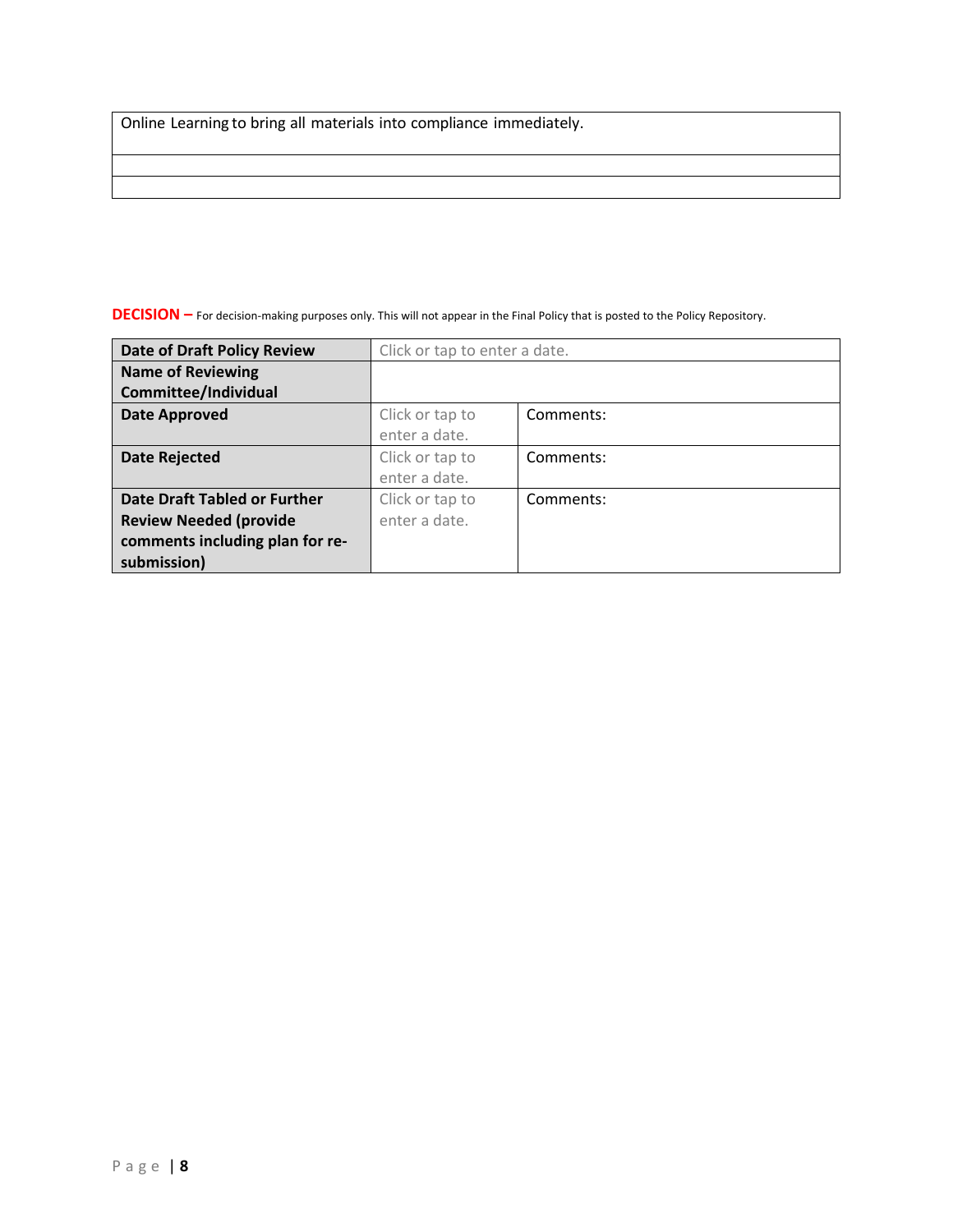| |
|---|
| Online Learning to bring all materials into compliance immediately. |
| |
| |

**DECISION –** For decision-making purposes only. This will not appear in the Final Policy that is posted to the Policy Repository.

| | | |
|---|---|---|
| **Date of Draft Policy Review** | Click or tap to enter a date. | |
| **Name of Reviewing Committee/Individual** | | |
| **Date Approved** | Click or tap to enter a date. | Comments: |
| **Date Rejected** | Click or tap to enter a date. | Comments: |
| **Date Draft Tabled or Further Review Needed (provide comments including plan for re-submission)** | Click or tap to enter a date. | Comments: |